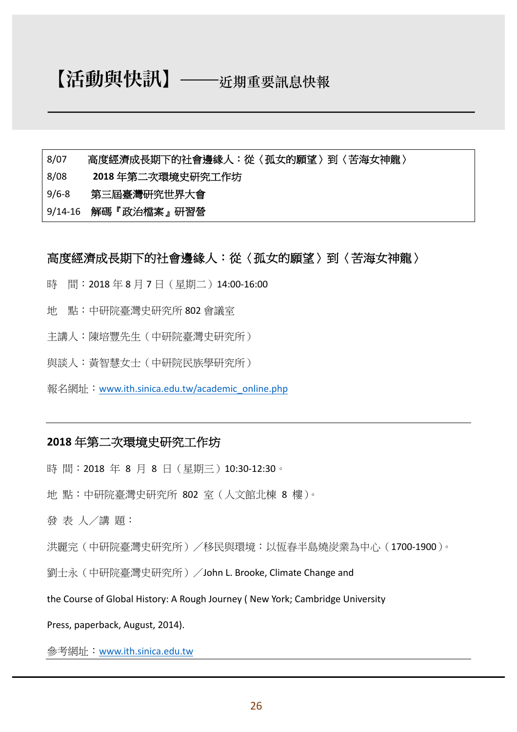# 【活動與快訊】——近期重要訊息快報

| | |
|---|---|
| 8/07 | 高度經濟成長期下的社會邊緣人：從〈孤女的願望〉到〈苦海女神龍〉 |
| 8/08 | **2018 年第二次環境史研究工作坊** |
| 9/6-8 | 第三屆臺灣研究世界大會 |
| 9/14-16 | 解碼『政治檔案』研習營 |

## 高度經濟成長期下的社會邊緣人：從〈孤女的願望〉到〈苦海女神龍〉

時　間：2018 年 8 月 7 日（星期二）14:00-16:00

地　點：中研院臺灣史研究所 802 會議室

主講人：陳培豐先生（中研院臺灣史研究所）

與談人：黃智慧女士（中研院民族學研究所）

報名網址：www.ith.sinica.edu.tw/academic_online.php

---

## 2018 年第二次環境史研究工作坊

時 間：2018 年 8 月 8 日（星期三）10:30-12:30。

地 點：中研院臺灣史研究所 802 室（人文館北棟 8 樓）。

發 表 人／講 題：

洪麗完（中研院臺灣史研究所）／移民與環境：以恆春半島燒炭業為中心（1700-1900）。

劉士永（中研院臺灣史研究所）／John L. Brooke, Climate Change and the Course of Global History: A Rough Journey ( New York; Cambridge University Press, paperback, August, 2014).

參考網址：www.ith.sinica.edu.tw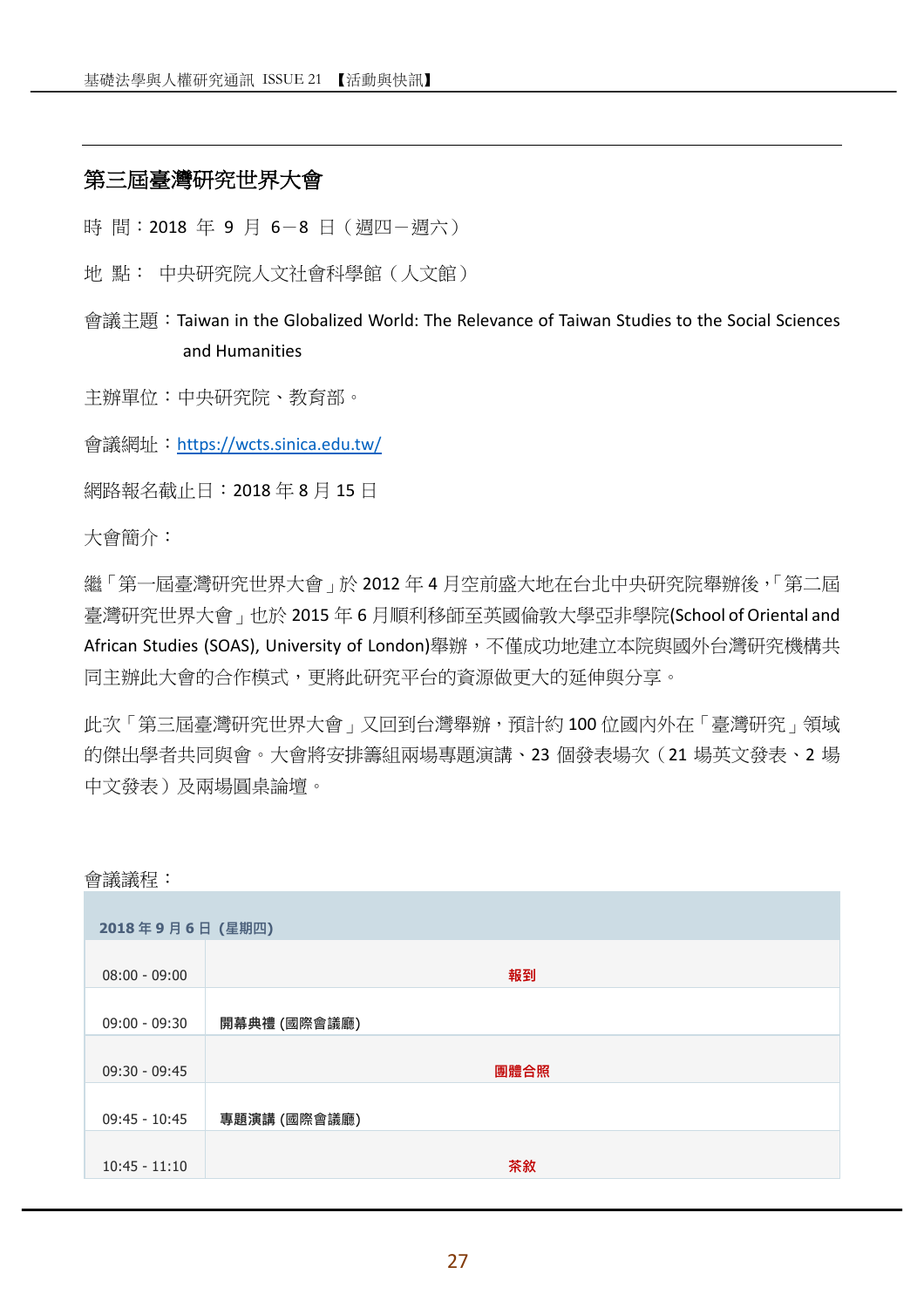## 第三屆臺灣研究世界大會

時 間：2018 年 9 月 6－8 日（週四－週六）

地 點： 中央研究院人文社會科學館（人文館）

會議主題：Taiwan in the Globalized World: The Relevance of Taiwan Studies to the Social Sciences and Humanities

主辦單位：中央研究院、教育部。

會議網址：https://wcts.sinica.edu.tw/

網路報名截止日：2018 年 8 月 15 日

大會簡介：

繼「第一屆臺灣研究世界大會」於 2012 年 4 月空前盛大地在台北中央研究院舉辦後，「第二屆臺灣研究世界大會」也於 2015 年 6 月順利移師至英國倫敦大學亞非學院(School of Oriental and African Studies (SOAS), University of London)舉辦，不僅成功地建立本院與國外台灣研究機構共同主辦此大會的合作模式，更將此研究平台的資源做更大的延伸與分享。

此次「第三屆臺灣研究世界大會」又回到台灣舉辦，預計約 100 位國內外在「臺灣研究」領域的傑出學者共同與會。大會將安排籌組兩場專題演講、23 個發表場次（21 場英文發表、2 場中文發表）及兩場圓桌論壇。

會議議程：

| **2018 年 9 月 6 日 (星期四)** | |
|---|---|
| 08:00 - 09:00 | **報到** |
| 09:00 - 09:30 | **開幕典禮 (國際會議廳)** |
| 09:30 - 09:45 | **團體合照** |
| 09:45 - 10:45 | **專題演講 (國際會議廳)** |
| 10:45 - 11:10 | **茶敘** |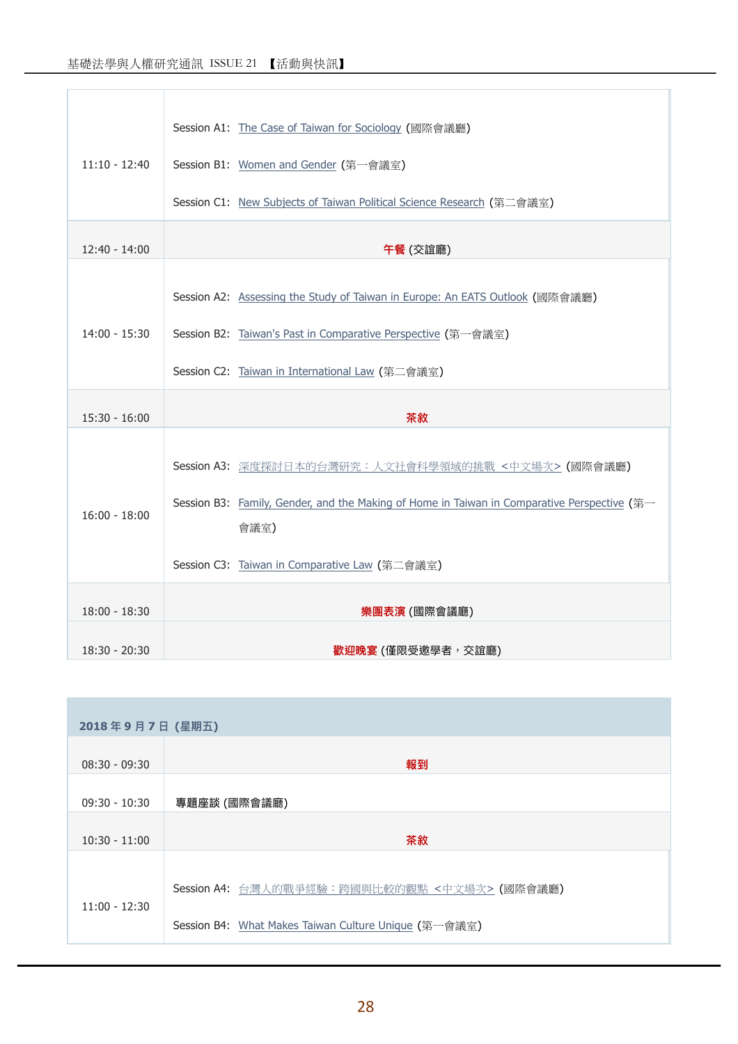| | |
|---|---|
| 11:10 - 12:40 | Session A1: The Case of Taiwan for Sociology (國際會議廳)<br>Session B1: Women and Gender (第一會議室)<br>Session C1: New Subjects of Taiwan Political Science Research (第二會議室) |
| 12:40 - 14:00 | **午餐** (交誼廳) |
| 14:00 - 15:30 | Session A2: Assessing the Study of Taiwan in Europe: An EATS Outlook (國際會議廳)<br>Session B2: Taiwan's Past in Comparative Perspective (第一會議室)<br>Session C2: Taiwan in International Law (第二會議室) |
| 15:30 - 16:00 | **茶敘** |
| 16:00 - 18:00 | Session A3: 深度探討日本的台灣研究：人文社會科學領域的挑戰 <中文場次> (國際會議廳)<br>Session B3: Family, Gender, and the Making of Home in Taiwan in Comparative Perspective (第一會議室)<br>Session C3: Taiwan in Comparative Law (第二會議室) |
| 18:00 - 18:30 | **樂團表演** (國際會議廳) |
| 18:30 - 20:30 | **歡迎晚宴** (僅限受邀學者，交誼廳) |

| **2018 年 9 月 7 日 (星期五)** | |
|---|---|
| 08:30 - 09:30 | **報到** |
| 09:30 - 10:30 | **專題座談 (國際會議廳)** |
| 10:30 - 11:00 | **茶敘** |
| 11:00 - 12:30 | Session A4: 台灣人的戰爭經驗：跨國與比較的觀點 <中文場次> (國際會議廳)<br>Session B4: What Makes Taiwan Culture Unique (第一會議室) |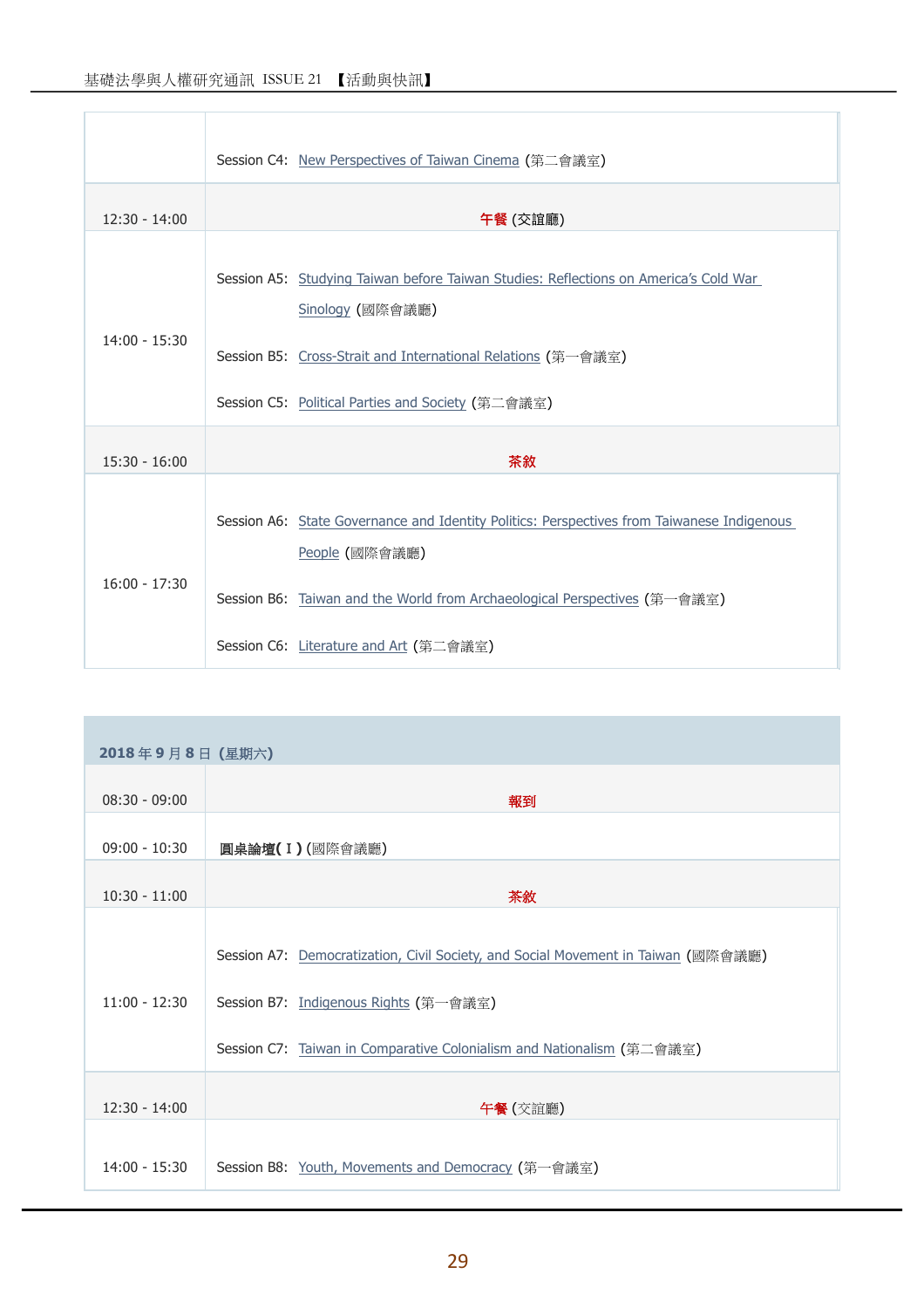| | |
|---|---|
| | Session C4: New Perspectives of Taiwan Cinema (第二會議室) |
| 12:30 - 14:00 | **午餐** (交誼廳) |
| 14:00 - 15:30 | Session A5: Studying Taiwan before Taiwan Studies: Reflections on America's Cold War Sinology (國際會議廳)<br>Session B5: Cross-Strait and International Relations (第一會議室)<br>Session C5: Political Parties and Society (第二會議室) |
| 15:30 - 16:00 | **茶敘** |
| 16:00 - 17:30 | Session A6: State Governance and Identity Politics: Perspectives from Taiwanese Indigenous People (國際會議廳)<br>Session B6: Taiwan and the World from Archaeological Perspectives (第一會議室)<br>Session C6: Literature and Art (第二會議室) |

| **2018 年 9 月 8 日 (星期六)** | |
|---|---|
| 08:30 - 09:00 | **報到** |
| 09:00 - 10:30 | **圓桌論壇(Ⅰ)** (國際會議廳) |
| 10:30 - 11:00 | **茶敘** |
| 11:00 - 12:30 | Session A7: Democratization, Civil Society, and Social Movement in Taiwan (國際會議廳)<br>Session B7: Indigenous Rights (第一會議室)<br>Session C7: Taiwan in Comparative Colonialism and Nationalism (第二會議室) |
| 12:30 - 14:00 | **午餐** (交誼廳) |
| 14:00 - 15:30 | Session B8: Youth, Movements and Democracy (第一會議室) |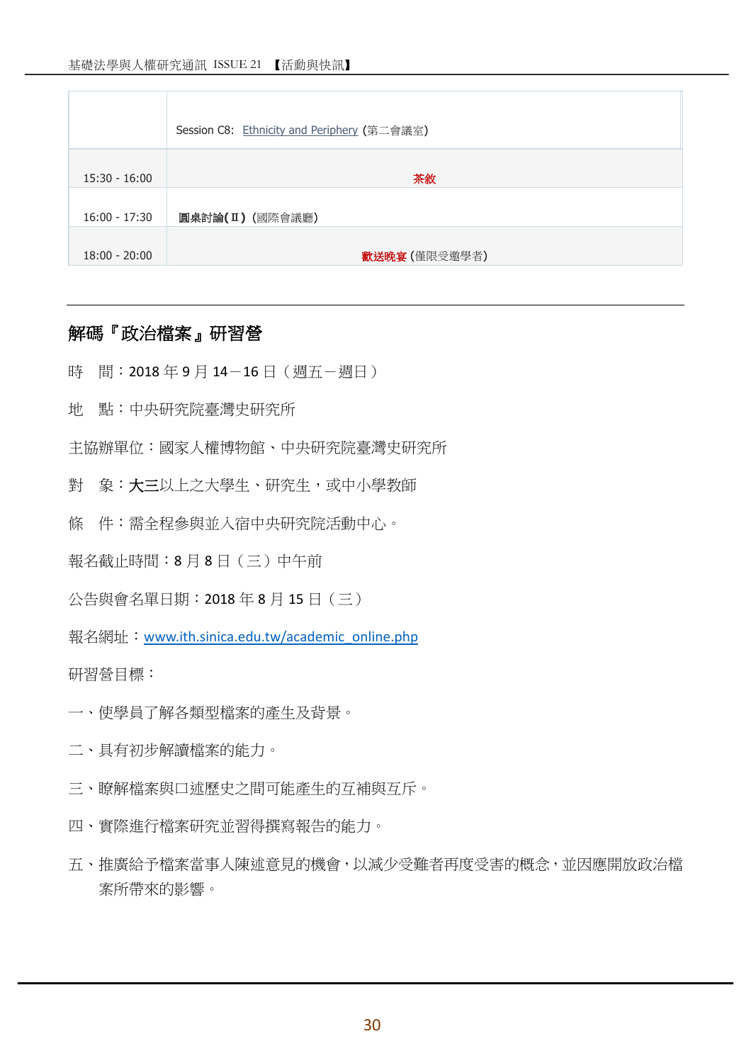| | |
|---|---|
| | Session C8: Ethnicity and Periphery (第二會議室) |
| 15:30 - 16:00 | 茶敘 |
| 16:00 - 17:30 | **圓桌討論(Ⅱ)** (國際會議廳) |
| 18:00 - 20:00 | **歡送晚宴** (僅限受邀學者) |

## 解碼『政治檔案』研習營

時　間：2018 年 9 月 14－16 日（週五－週日）

地　點：中央研究院臺灣史研究所

主協辦單位：國家人權博物館、中央研究院臺灣史研究所

對　象：大三以上之大學生、研究生，或中小學教師

條　件：需全程參與並入宿中央研究院活動中心。

報名截止時間：8 月 8 日（三）中午前

公告與會名單日期：2018 年 8 月 15 日（三）

報名網址：www.ith.sinica.edu.tw/academic_online.php

研習營目標：

一、使學員了解各類型檔案的產生及背景。

二、具有初步解讀檔案的能力。

三、瞭解檔案與口述歷史之間可能產生的互補與互斥。

四、實際進行檔案研究並習得撰寫報告的能力。

五、推廣給予檔案當事人陳述意見的機會，以減少受難者再度受害的概念，並因應開放政治檔案所帶來的影響。